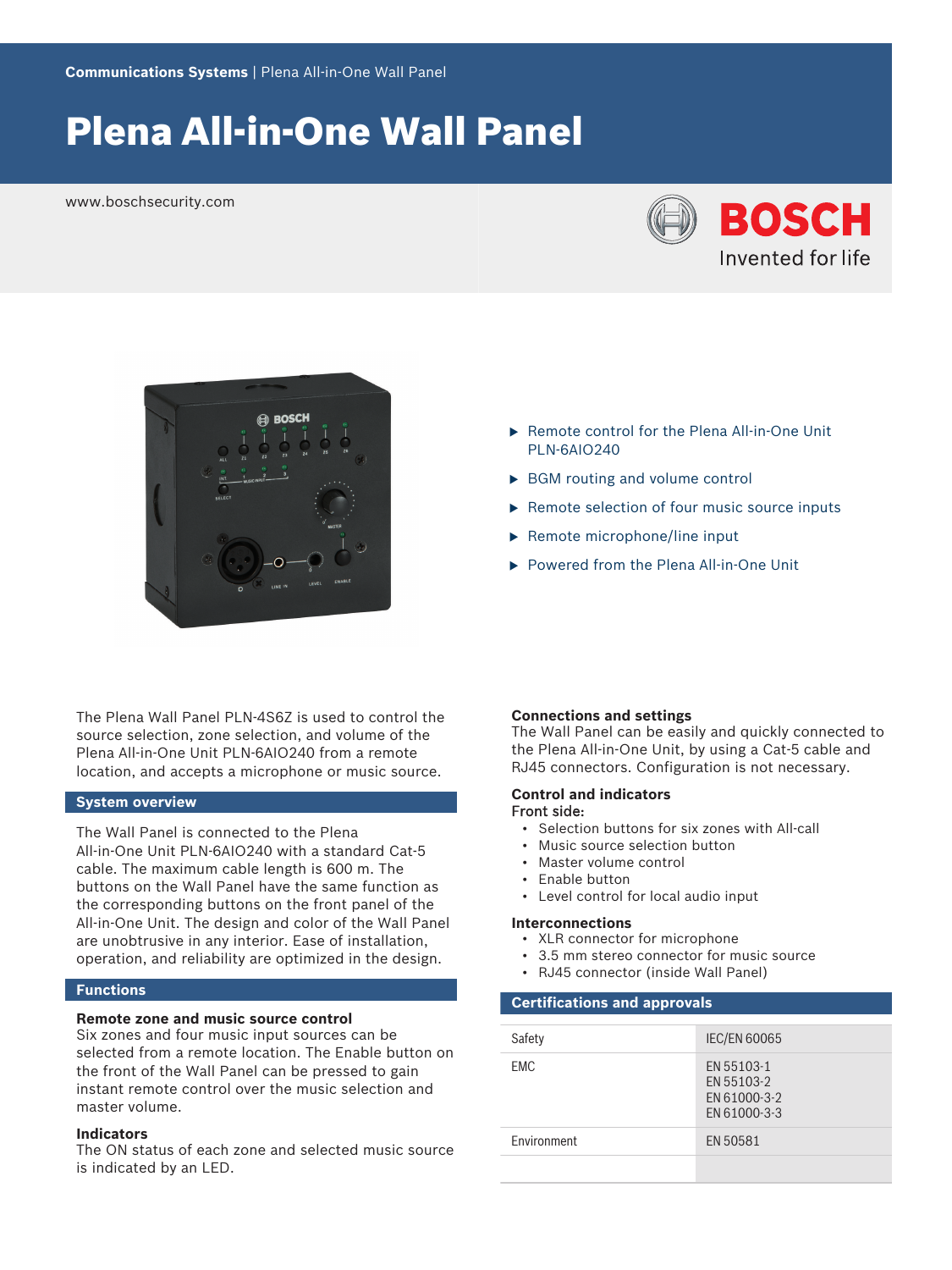Communications Systems | Plena All-in-One Wall Panel

# Plena All-in-One Wall Panel

www.boschsecurity.com

- Remote control for the Plena All-in-One Unit PLN-6AIO240
- BGM routing and volume control
- Remote selection of four music source inputs
- Remote microphone/line input
- Powered from the Plena All-in-One Unit

The Plena Wall Panel PLN-4S6Z is used to control the source selection, zone selection, and volume of the Plena All-in-One Unit PLN-6AIO240 from a remote location, and accepts a microphone or music source.

## System overview

The Wall Panel is connected to the Plena All-in-One Unit PLN-6AIO240 with a standard Cat-5 cable. The maximum cable length is 600 m. The buttons on the Wall Panel have the same function as the corresponding buttons on the front panel of the All-in-One Unit. The design and color of the Wall Panel are unobtrusive in any interior. Ease of installation, operation, and reliability are optimized in the design.

## Functions

**Remote zone and music source control**
Six zones and four music input sources can be selected from a remote location. The Enable button on the front of the Wall Panel can be pressed to gain instant remote control over the music selection and master volume.

**Indicators**
The ON status of each zone and selected music source is indicated by an LED.

**Connections and settings**
The Wall Panel can be easily and quickly connected to the Plena All-in-One Unit, by using a Cat-5 cable and RJ45 connectors. Configuration is not necessary.

**Control and indicators**
Front side:

- Selection buttons for six zones with All-call
- Music source selection button
- Master volume control
- Enable button
- Level control for local audio input

**Interconnections**

- XLR connector for microphone
- 3.5 mm stereo connector for music source
- RJ45 connector (inside Wall Panel)

## Certifications and approvals

| | |
|---|---|
| Safety | IEC/EN 60065 |
| EMC | EN 55103-1<br>EN 55103-2<br>EN 61000-3-2<br>EN 61000-3-3 |
| Environment | EN 50581 |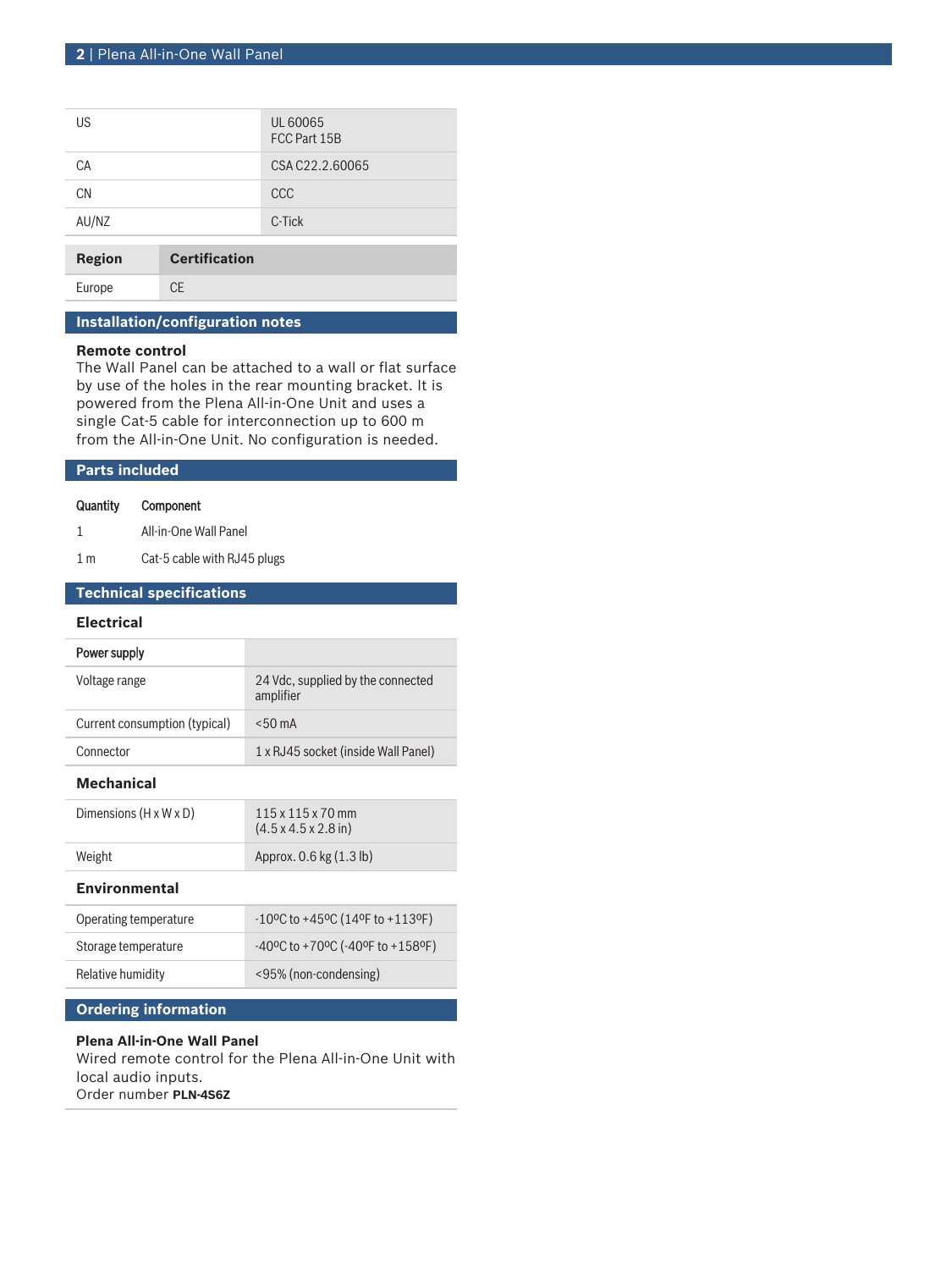| | |
|---|---|
| US | UL 60065<br>FCC Part 15B |
| CA | CSA C22.2.60065 |
| CN | CCC |
| AU/NZ | C-Tick |

| Region | Certification |
|---|---|
| Europe | CE |

## Installation/configuration notes

**Remote control**
The Wall Panel can be attached to a wall or flat surface by use of the holes in the rear mounting bracket. It is powered from the Plena All-in-One Unit and uses a single Cat-5 cable for interconnection up to 600 m from the All-in-One Unit. No configuration is needed.

## Parts included

| Quantity | Component |
|---|---|
| 1 | All-in-One Wall Panel |
| 1 m | Cat-5 cable with RJ45 plugs |

## Technical specifications

### Electrical

| Power supply | |
|---|---|
| Voltage range | 24 Vdc, supplied by the connected amplifier |
| Current consumption (typical) | <50 mA |
| Connector | 1 x RJ45 socket (inside Wall Panel) |

### Mechanical

| | |
|---|---|
| Dimensions (H x W x D) | 115 x 115 x 70 mm<br>(4.5 x 4.5 x 2.8 in) |
| Weight | Approx. 0.6 kg (1.3 lb) |

### Environmental

| | |
|---|---|
| Operating temperature | -10ºC to +45ºC (14ºF to +113ºF) |
| Storage temperature | -40ºC to +70ºC (-40ºF to +158ºF) |
| Relative humidity | <95% (non-condensing) |

## Ordering information

**Plena All-in-One Wall Panel**
Wired remote control for the Plena All-in-One Unit with local audio inputs.
Order number **PLN-4S6Z**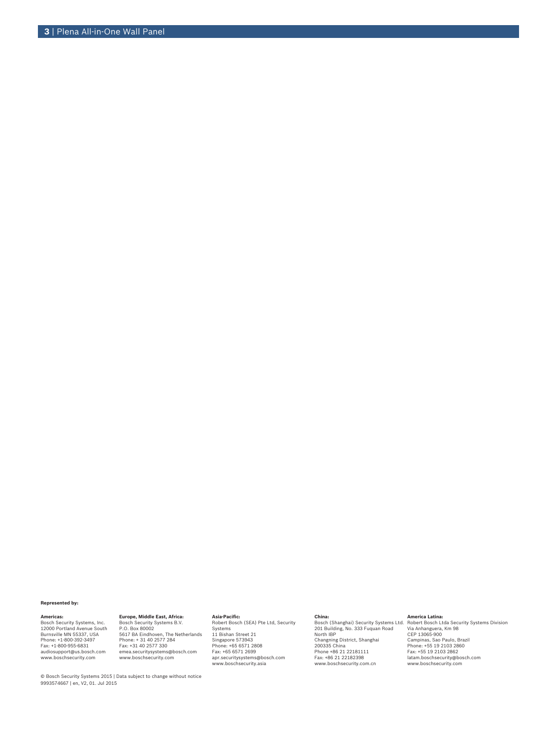**Represented by:**

**Americas:**
Bosch Security Systems, Inc.
12000 Portland Avenue South
Burnsville MN 55337, USA
Phone: +1-800-392-3497
Fax: +1-800-955-6831
audiosupport@us.bosch.com
www.boschsecurity.com

**Europe, Middle East, Africa:**
Bosch Security Systems B.V.
P.O. Box 80002
5617 BA Eindhoven, The Netherlands
Phone: + 31 40 2577 284
Fax: +31 40 2577 330
emea.securitysystems@bosch.com
www.boschsecurity.com

**Asia-Pacific:**
Robert Bosch (SEA) Pte Ltd, Security Systems
11 Bishan Street 21
Singapore 573943
Phone: +65 6571 2808
Fax: +65 6571 2699
apr.securitysystems@bosch.com
www.boschsecurity.asia

**China:**
Bosch (Shanghai) Security Systems Ltd.
201 Building, No. 333 Fuquan Road
North IBP
Changning District, Shanghai
200335 China
Phone +86 21 22181111
Fax: +86 21 22182398
www.boschsecurity.com.cn

**America Latina:**
Robert Bosch Ltda Security Systems Division
Via Anhanguera, Km 98
CEP 13065-900
Campinas, Sao Paulo, Brazil
Phone: +55 19 2103 2860
Fax: +55 19 2103 2862
latam.boschsecurity@bosch.com
www.boschsecurity.com

© Bosch Security Systems 2015 | Data subject to change without notice
9993574667 | en, V2, 01. Jul 2015